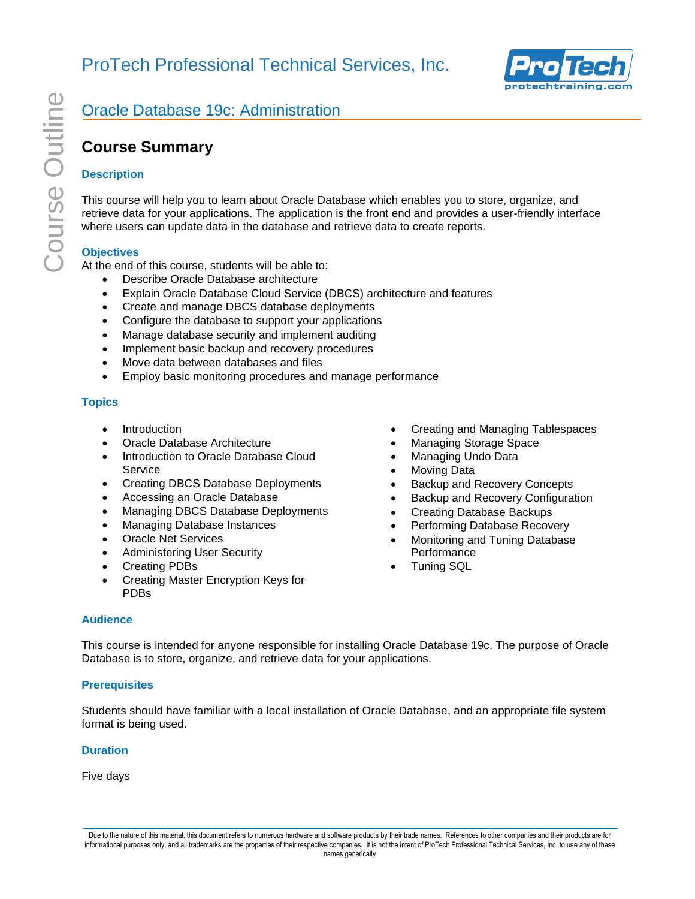# ProTech Professional Technical Services, Inc.

## Oracle Database 19c: Administration

## Course Summary

### Description

This course will help you to learn about Oracle Database which enables you to store, organize, and retrieve data for your applications. The application is the front end and provides a user-friendly interface where users can update data in the database and retrieve data to create reports.

### Objectives

At the end of this course, students will be able to:

- Describe Oracle Database architecture
- Explain Oracle Database Cloud Service (DBCS) architecture and features
- Create and manage DBCS database deployments
- Configure the database to support your applications
- Manage database security and implement auditing
- Implement basic backup and recovery procedures
- Move data between databases and files
- Employ basic monitoring procedures and manage performance

### Topics

- Introduction
- Oracle Database Architecture
- Introduction to Oracle Database Cloud Service
- Creating DBCS Database Deployments
- Accessing an Oracle Database
- Managing DBCS Database Deployments
- Managing Database Instances
- Oracle Net Services
- Administering User Security
- Creating PDBs
- Creating Master Encryption Keys for PDBs
- Creating and Managing Tablespaces
- Managing Storage Space
- Managing Undo Data
- Moving Data
- Backup and Recovery Concepts
- Backup and Recovery Configuration
- Creating Database Backups
- Performing Database Recovery
- Monitoring and Tuning Database Performance
- Tuning SQL

### Audience

This course is intended for anyone responsible for installing Oracle Database 19c. The purpose of Oracle Database is to store, organize, and retrieve data for your applications.

### Prerequisites

Students should have familiar with a local installation of Oracle Database, and an appropriate file system format is being used.

### Duration

Five days

Due to the nature of this material, this document refers to numerous hardware and software products by their trade names. References to other companies and their products are for informational purposes only, and all trademarks are the properties of their respective companies. It is not the intent of ProTech Professional Technical Services, Inc. to use any of these names generically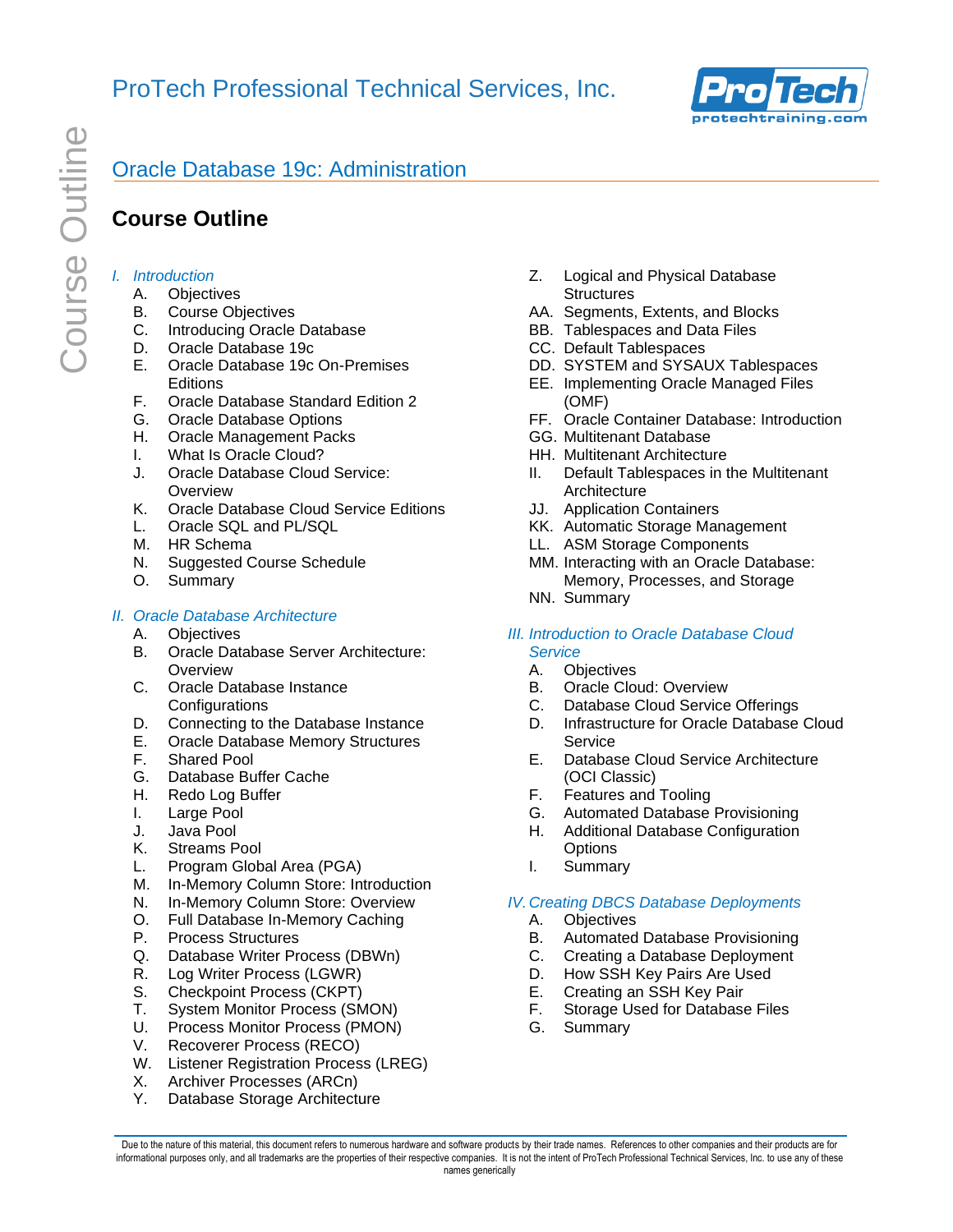ProTech Professional Technical Services, Inc.

## Oracle Database 19c: Administration

# Course Outline

*I. Introduction*

A. Objectives
B. Course Objectives
C. Introducing Oracle Database
D. Oracle Database 19c
E. Oracle Database 19c On-Premises Editions
F. Oracle Database Standard Edition 2
G. Oracle Database Options
H. Oracle Management Packs
I. What Is Oracle Cloud?
J. Oracle Database Cloud Service: Overview
K. Oracle Database Cloud Service Editions
L. Oracle SQL and PL/SQL
M. HR Schema
N. Suggested Course Schedule
O. Summary

*II. Oracle Database Architecture*

A. Objectives
B. Oracle Database Server Architecture: Overview
C. Oracle Database Instance Configurations
D. Connecting to the Database Instance
E. Oracle Database Memory Structures
F. Shared Pool
G. Database Buffer Cache
H. Redo Log Buffer
I. Large Pool
J. Java Pool
K. Streams Pool
L. Program Global Area (PGA)
M. In-Memory Column Store: Introduction
N. In-Memory Column Store: Overview
O. Full Database In-Memory Caching
P. Process Structures
Q. Database Writer Process (DBWn)
R. Log Writer Process (LGWR)
S. Checkpoint Process (CKPT)
T. System Monitor Process (SMON)
U. Process Monitor Process (PMON)
V. Recoverer Process (RECO)
W. Listener Registration Process (LREG)
X. Archiver Processes (ARCn)
Y. Database Storage Architecture
Z. Logical and Physical Database Structures
AA. Segments, Extents, and Blocks
BB. Tablespaces and Data Files
CC. Default Tablespaces
DD. SYSTEM and SYSAUX Tablespaces
EE. Implementing Oracle Managed Files (OMF)
FF. Oracle Container Database: Introduction
GG. Multitenant Database
HH. Multitenant Architecture
II. Default Tablespaces in the Multitenant Architecture
JJ. Application Containers
KK. Automatic Storage Management
LL. ASM Storage Components
MM. Interacting with an Oracle Database: Memory, Processes, and Storage
NN. Summary

*III. Introduction to Oracle Database Cloud Service*

A. Objectives
B. Oracle Cloud: Overview
C. Database Cloud Service Offerings
D. Infrastructure for Oracle Database Cloud Service
E. Database Cloud Service Architecture (OCI Classic)
F. Features and Tooling
G. Automated Database Provisioning
H. Additional Database Configuration Options
I. Summary

*IV. Creating DBCS Database Deployments*

A. Objectives
B. Automated Database Provisioning
C. Creating a Database Deployment
D. How SSH Key Pairs Are Used
E. Creating an SSH Key Pair
F. Storage Used for Database Files
G. Summary

Due to the nature of this material, this document refers to numerous hardware and software products by their trade names. References to other companies and their products are for informational purposes only, and all trademarks are the properties of their respective companies. It is not the intent of ProTech Professional Technical Services, Inc. to use any of these names generically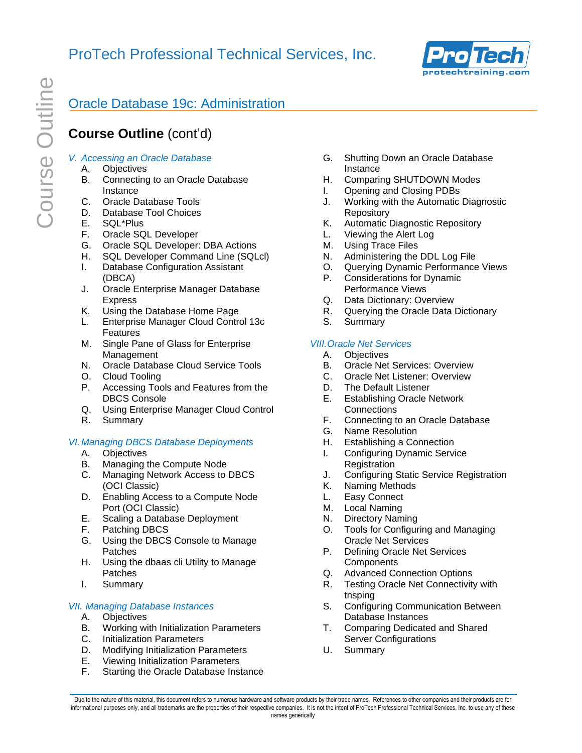## Oracle Database 19c: Administration

## **Course Outline** (cont'd)

*V. Accessing an Oracle Database*

A. Objectives
B. Connecting to an Oracle Database Instance
C. Oracle Database Tools
D. Database Tool Choices
E. SQL*Plus
F. Oracle SQL Developer
G. Oracle SQL Developer: DBA Actions
H. SQL Developer Command Line (SQLcl)
I. Database Configuration Assistant (DBCA)
J. Oracle Enterprise Manager Database Express
K. Using the Database Home Page
L. Enterprise Manager Cloud Control 13c Features
M. Single Pane of Glass for Enterprise Management
N. Oracle Database Cloud Service Tools
O. Cloud Tooling
P. Accessing Tools and Features from the DBCS Console
Q. Using Enterprise Manager Cloud Control
R. Summary

*VI. Managing DBCS Database Deployments*

A. Objectives
B. Managing the Compute Node
C. Managing Network Access to DBCS (OCI Classic)
D. Enabling Access to a Compute Node Port (OCI Classic)
E. Scaling a Database Deployment
F. Patching DBCS
G. Using the DBCS Console to Manage Patches
H. Using the dbaas cli Utility to Manage Patches
I. Summary

*VII. Managing Database Instances*

A. Objectives
B. Working with Initialization Parameters
C. Initialization Parameters
D. Modifying Initialization Parameters
E. Viewing Initialization Parameters
F. Starting the Oracle Database Instance
G. Shutting Down an Oracle Database Instance
H. Comparing SHUTDOWN Modes
I. Opening and Closing PDBs
J. Working with the Automatic Diagnostic Repository
K. Automatic Diagnostic Repository
L. Viewing the Alert Log
M. Using Trace Files
N. Administering the DDL Log File
O. Querying Dynamic Performance Views
P. Considerations for Dynamic Performance Views
Q. Data Dictionary: Overview
R. Querying the Oracle Data Dictionary
S. Summary

*VIII. Oracle Net Services*

A. Objectives
B. Oracle Net Services: Overview
C. Oracle Net Listener: Overview
D. The Default Listener
E. Establishing Oracle Network Connections
F. Connecting to an Oracle Database
G. Name Resolution
H. Establishing a Connection
I. Configuring Dynamic Service Registration
J. Configuring Static Service Registration
K. Naming Methods
L. Easy Connect
M. Local Naming
N. Directory Naming
O. Tools for Configuring and Managing Oracle Net Services
P. Defining Oracle Net Services Components
Q. Advanced Connection Options
R. Testing Oracle Net Connectivity with tnsping
S. Configuring Communication Between Database Instances
T. Comparing Dedicated and Shared Server Configurations
U. Summary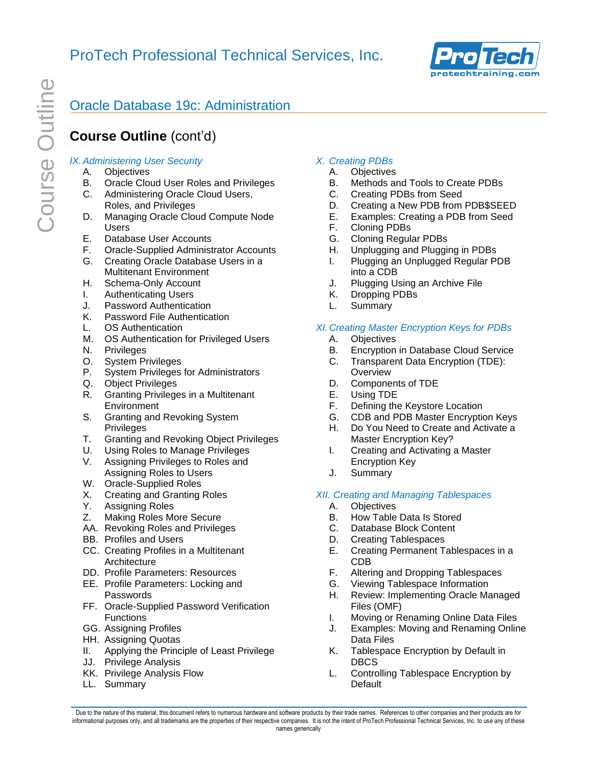## Oracle Database 19c: Administration

### Course Outline (cont'd)

*IX. Administering User Security*

A. Objectives
B. Oracle Cloud User Roles and Privileges
C. Administering Oracle Cloud Users, Roles, and Privileges
D. Managing Oracle Cloud Compute Node Users
E. Database User Accounts
F. Oracle-Supplied Administrator Accounts
G. Creating Oracle Database Users in a Multitenant Environment
H. Schema-Only Account
I. Authenticating Users
J. Password Authentication
K. Password File Authentication
L. OS Authentication
M. OS Authentication for Privileged Users
N. Privileges
O. System Privileges
P. System Privileges for Administrators
Q. Object Privileges
R. Granting Privileges in a Multitenant Environment
S. Granting and Revoking System Privileges
T. Granting and Revoking Object Privileges
U. Using Roles to Manage Privileges
V. Assigning Privileges to Roles and Assigning Roles to Users
W. Oracle-Supplied Roles
X. Creating and Granting Roles
Y. Assigning Roles
Z. Making Roles More Secure
AA. Revoking Roles and Privileges
BB. Profiles and Users
CC. Creating Profiles in a Multitenant Architecture
DD. Profile Parameters: Resources
EE. Profile Parameters: Locking and Passwords
FF. Oracle-Supplied Password Verification Functions
GG. Assigning Profiles
HH. Assigning Quotas
II. Applying the Principle of Least Privilege
JJ. Privilege Analysis
KK. Privilege Analysis Flow
LL. Summary

*X. Creating PDBs*

A. Objectives
B. Methods and Tools to Create PDBs
C. Creating PDBs from Seed
D. Creating a New PDB from PDB$SEED
E. Examples: Creating a PDB from Seed
F. Cloning PDBs
G. Cloning Regular PDBs
H. Unplugging and Plugging in PDBs
I. Plugging an Unplugged Regular PDB into a CDB
J. Plugging Using an Archive File
K. Dropping PDBs
L. Summary

*XI. Creating Master Encryption Keys for PDBs*

A. Objectives
B. Encryption in Database Cloud Service
C. Transparent Data Encryption (TDE): Overview
D. Components of TDE
E. Using TDE
F. Defining the Keystore Location
G. CDB and PDB Master Encryption Keys
H. Do You Need to Create and Activate a Master Encryption Key?
I. Creating and Activating a Master Encryption Key
J. Summary

*XII. Creating and Managing Tablespaces*

A. Objectives
B. How Table Data Is Stored
C. Database Block Content
D. Creating Tablespaces
E. Creating Permanent Tablespaces in a CDB
F. Altering and Dropping Tablespaces
G. Viewing Tablespace Information
H. Review: Implementing Oracle Managed Files (OMF)
I. Moving or Renaming Online Data Files
J. Examples: Moving and Renaming Online Data Files
K. Tablespace Encryption by Default in DBCS
L. Controlling Tablespace Encryption by Default

Due to the nature of this material, this document refers to numerous hardware and software products by their trade names. References to other companies and their products are for informational purposes only, and all trademarks are the properties of their respective companies. It is not the intent of ProTech Professional Technical Services, Inc. to use any of these names generically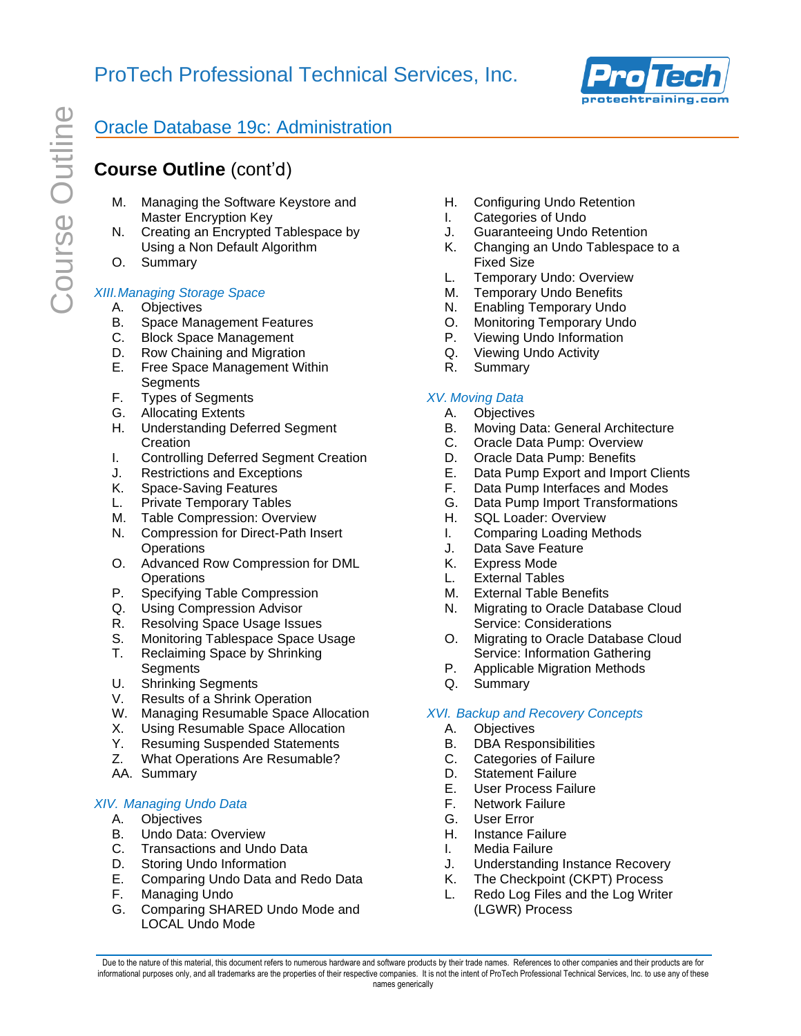## Oracle Database 19c: Administration

## **Course Outline** (cont'd)

- M. Managing the Software Keystore and Master Encryption Key
- N. Creating an Encrypted Tablespace by Using a Non Default Algorithm
- O. Summary

*XIII. Managing Storage Space*

- A. Objectives
- B. Space Management Features
- C. Block Space Management
- D. Row Chaining and Migration
- E. Free Space Management Within Segments
- F. Types of Segments
- G. Allocating Extents
- H. Understanding Deferred Segment Creation
- I. Controlling Deferred Segment Creation
- J. Restrictions and Exceptions
- K. Space-Saving Features
- L. Private Temporary Tables
- M. Table Compression: Overview
- N. Compression for Direct-Path Insert Operations
- O. Advanced Row Compression for DML Operations
- P. Specifying Table Compression
- Q. Using Compression Advisor
- R. Resolving Space Usage Issues
- S. Monitoring Tablespace Space Usage
- T. Reclaiming Space by Shrinking Segments
- U. Shrinking Segments
- V. Results of a Shrink Operation
- W. Managing Resumable Space Allocation
- X. Using Resumable Space Allocation
- Y. Resuming Suspended Statements
- Z. What Operations Are Resumable?
- AA. Summary

*XIV. Managing Undo Data*

- A. Objectives
- B. Undo Data: Overview
- C. Transactions and Undo Data
- D. Storing Undo Information
- E. Comparing Undo Data and Redo Data
- F. Managing Undo
- G. Comparing SHARED Undo Mode and LOCAL Undo Mode
- H. Configuring Undo Retention
- I. Categories of Undo
- J. Guaranteeing Undo Retention
- K. Changing an Undo Tablespace to a Fixed Size
- L. Temporary Undo: Overview
- M. Temporary Undo Benefits
- N. Enabling Temporary Undo
- O. Monitoring Temporary Undo
- P. Viewing Undo Information
- Q. Viewing Undo Activity
- R. Summary

*XV. Moving Data*

- A. Objectives
- B. Moving Data: General Architecture
- C. Oracle Data Pump: Overview
- D. Oracle Data Pump: Benefits
- E. Data Pump Export and Import Clients
- F. Data Pump Interfaces and Modes
- G. Data Pump Import Transformations
- H. SQL Loader: Overview
- I. Comparing Loading Methods
- J. Data Save Feature
- K. Express Mode
- L. External Tables
- M. External Table Benefits
- N. Migrating to Oracle Database Cloud Service: Considerations
- O. Migrating to Oracle Database Cloud Service: Information Gathering
- P. Applicable Migration Methods
- Q. Summary

*XVI. Backup and Recovery Concepts*

- A. Objectives
- B. DBA Responsibilities
- C. Categories of Failure
- D. Statement Failure
- E. User Process Failure
- F. Network Failure
- G. User Error
- H. Instance Failure
- I. Media Failure
- J. Understanding Instance Recovery
- K. The Checkpoint (CKPT) Process
- L. Redo Log Files and the Log Writer (LGWR) Process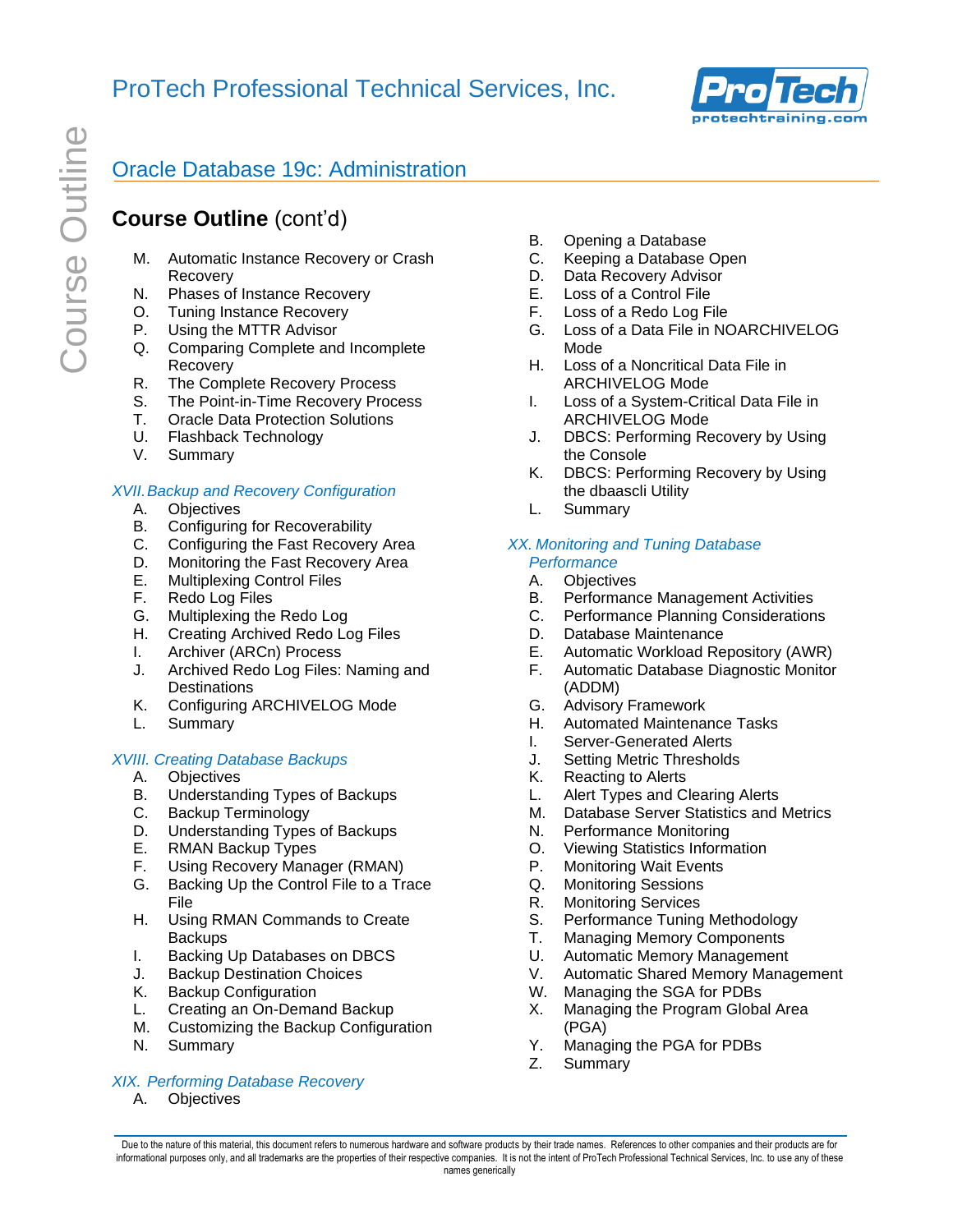## Oracle Database 19c: Administration

## **Course Outline** (cont'd)

- M. Automatic Instance Recovery or Crash Recovery
- N. Phases of Instance Recovery
- O. Tuning Instance Recovery
- P. Using the MTTR Advisor
- Q. Comparing Complete and Incomplete Recovery
- R. The Complete Recovery Process
- S. The Point-in-Time Recovery Process
- T. Oracle Data Protection Solutions
- U. Flashback Technology
- V. Summary

*XVII. Backup and Recovery Configuration*

- A. Objectives
- B. Configuring for Recoverability
- C. Configuring the Fast Recovery Area
- D. Monitoring the Fast Recovery Area
- E. Multiplexing Control Files
- F. Redo Log Files
- G. Multiplexing the Redo Log
- H. Creating Archived Redo Log Files
- I. Archiver (ARCn) Process
- J. Archived Redo Log Files: Naming and Destinations
- K. Configuring ARCHIVELOG Mode
- L. Summary

*XVIII. Creating Database Backups*

- A. Objectives
- B. Understanding Types of Backups
- C. Backup Terminology
- D. Understanding Types of Backups
- E. RMAN Backup Types
- F. Using Recovery Manager (RMAN)
- G. Backing Up the Control File to a Trace File
- H. Using RMAN Commands to Create Backups
- I. Backing Up Databases on DBCS
- J. Backup Destination Choices
- K. Backup Configuration
- L. Creating an On-Demand Backup
- M. Customizing the Backup Configuration
- N. Summary

*XIX. Performing Database Recovery*

- A. Objectives
- B. Opening a Database
- C. Keeping a Database Open
- D. Data Recovery Advisor
- E. Loss of a Control File
- F. Loss of a Redo Log File
- G. Loss of a Data File in NOARCHIVELOG Mode
- H. Loss of a Noncritical Data File in ARCHIVELOG Mode
- I. Loss of a System-Critical Data File in ARCHIVELOG Mode
- J. DBCS: Performing Recovery by Using the Console
- K. DBCS: Performing Recovery by Using the dbaascli Utility
- L. Summary

*XX. Monitoring and Tuning Database Performance*

- A. Objectives
- B. Performance Management Activities
- C. Performance Planning Considerations
- D. Database Maintenance
- E. Automatic Workload Repository (AWR)
- F. Automatic Database Diagnostic Monitor (ADDM)
- G. Advisory Framework
- H. Automated Maintenance Tasks
- I. Server-Generated Alerts
- J. Setting Metric Thresholds
- K. Reacting to Alerts
- L. Alert Types and Clearing Alerts
- M. Database Server Statistics and Metrics
- N. Performance Monitoring
- O. Viewing Statistics Information
- P. Monitoring Wait Events
- Q. Monitoring Sessions
- R. Monitoring Services
- S. Performance Tuning Methodology
- T. Managing Memory Components
- U. Automatic Memory Management
- V. Automatic Shared Memory Management
- W. Managing the SGA for PDBs
- X. Managing the Program Global Area (PGA)
- Y. Managing the PGA for PDBs
- Z. Summary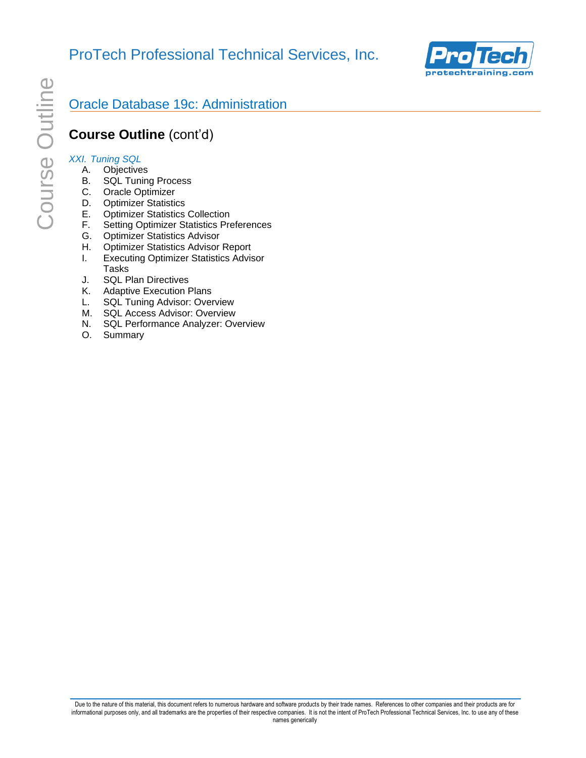# Oracle Database 19c: Administration

## **Course Outline** (cont'd)

*XXI. Tuning SQL*

A. Objectives
B. SQL Tuning Process
C. Oracle Optimizer
D. Optimizer Statistics
E. Optimizer Statistics Collection
F. Setting Optimizer Statistics Preferences
G. Optimizer Statistics Advisor
H. Optimizer Statistics Advisor Report
I. Executing Optimizer Statistics Advisor Tasks
J. SQL Plan Directives
K. Adaptive Execution Plans
L. SQL Tuning Advisor: Overview
M. SQL Access Advisor: Overview
N. SQL Performance Analyzer: Overview
O. Summary

Due to the nature of this material, this document refers to numerous hardware and software products by their trade names. References to other companies and their products are for informational purposes only, and all trademarks are the properties of their respective companies. It is not the intent of ProTech Professional Technical Services, Inc. to use any of these names generically